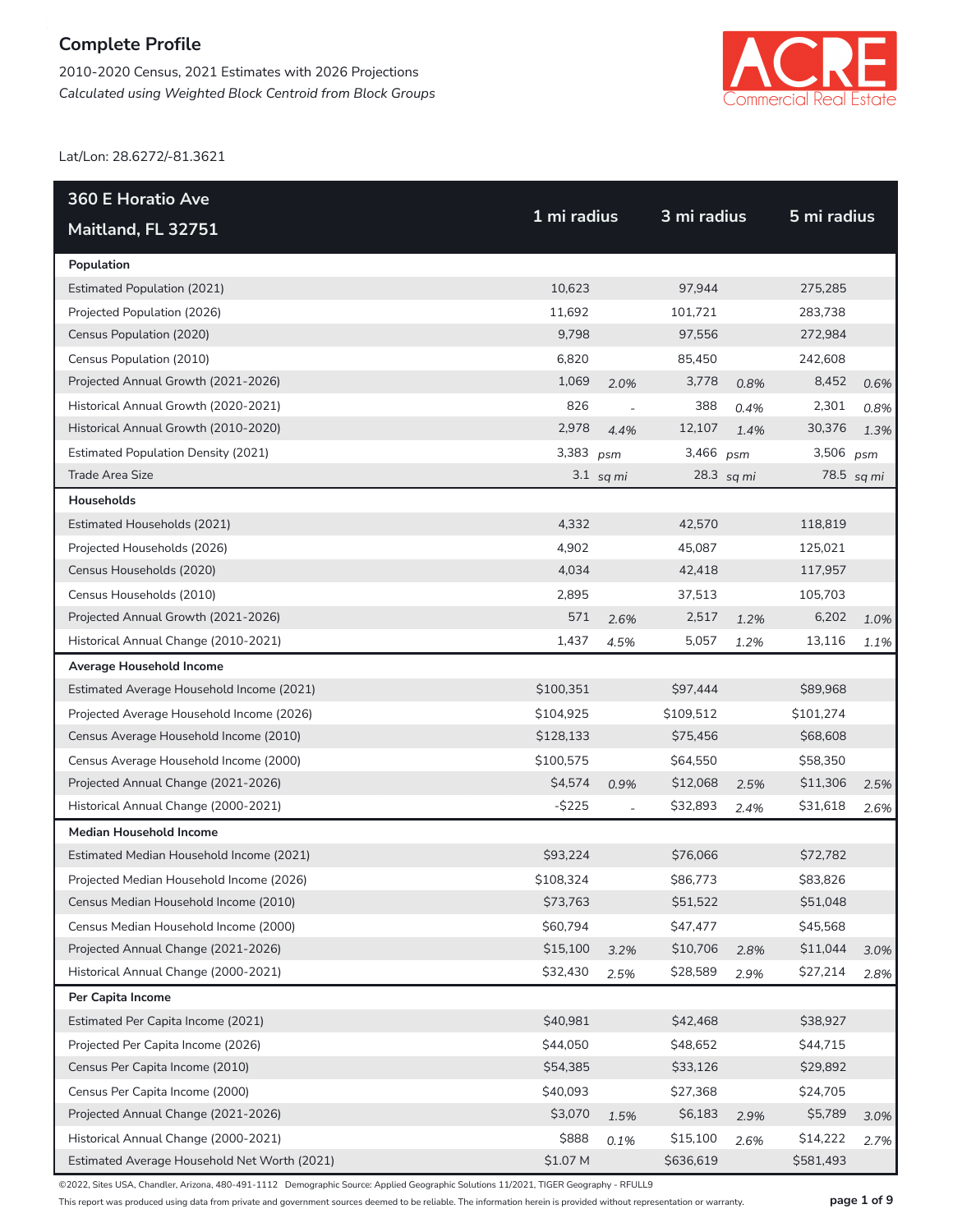# Complete Profile

2010-2020 Census, 2021 Estimates with 2026 Projections

*Calculated using Weighted Block Centroid from Block Groups*

Lat/Lon: 28.6272/-81.3621

| 360 E Horatio Ave<br>Maitland, FL 32751 | 1 mi radius | | 3 mi radius | | 5 mi radius | |
|---|---|---|---|---|---|---|
| **Population** | | | | | | |
| Estimated Population (2021) | 10,623 | | 97,944 | | 275,285 | |
| Projected Population (2026) | 11,692 | | 101,721 | | 283,738 | |
| Census Population (2020) | 9,798 | | 97,556 | | 272,984 | |
| Census Population (2010) | 6,820 | | 85,450 | | 242,608 | |
| Projected Annual Growth (2021-2026) | 1,069 | *2.0%* | 3,778 | *0.8%* | 8,452 | *0.6%* |
| Historical Annual Growth (2020-2021) | 826 | - | 388 | *0.4%* | 2,301 | *0.8%* |
| Historical Annual Growth (2010-2020) | 2,978 | *4.4%* | 12,107 | *1.4%* | 30,376 | *1.3%* |
| Estimated Population Density (2021) | 3,383 | *psm* | 3,466 | *psm* | 3,506 | *psm* |
| Trade Area Size | 3.1 | *sq mi* | 28.3 | *sq mi* | 78.5 | *sq mi* |
| **Households** | | | | | | |
| Estimated Households (2021) | 4,332 | | 42,570 | | 118,819 | |
| Projected Households (2026) | 4,902 | | 45,087 | | 125,021 | |
| Census Households (2020) | 4,034 | | 42,418 | | 117,957 | |
| Census Households (2010) | 2,895 | | 37,513 | | 105,703 | |
| Projected Annual Growth (2021-2026) | 571 | *2.6%* | 2,517 | *1.2%* | 6,202 | *1.0%* |
| Historical Annual Change (2010-2021) | 1,437 | *4.5%* | 5,057 | *1.2%* | 13,116 | *1.1%* |
| **Average Household Income** | | | | | | |
| Estimated Average Household Income (2021) | $100,351 | | $97,444 | | $89,968 | |
| Projected Average Household Income (2026) | $104,925 | | $109,512 | | $101,274 | |
| Census Average Household Income (2010) | $128,133 | | $75,456 | | $68,608 | |
| Census Average Household Income (2000) | $100,575 | | $64,550 | | $58,350 | |
| Projected Annual Change (2021-2026) | $4,574 | *0.9%* | $12,068 | *2.5%* | $11,306 | *2.5%* |
| Historical Annual Change (2000-2021) | -$225 | - | $32,893 | *2.4%* | $31,618 | *2.6%* |
| **Median Household Income** | | | | | | |
| Estimated Median Household Income (2021) | $93,224 | | $76,066 | | $72,782 | |
| Projected Median Household Income (2026) | $108,324 | | $86,773 | | $83,826 | |
| Census Median Household Income (2010) | $73,763 | | $51,522 | | $51,048 | |
| Census Median Household Income (2000) | $60,794 | | $47,477 | | $45,568 | |
| Projected Annual Change (2021-2026) | $15,100 | *3.2%* | $10,706 | *2.8%* | $11,044 | *3.0%* |
| Historical Annual Change (2000-2021) | $32,430 | *2.5%* | $28,589 | *2.9%* | $27,214 | *2.8%* |
| **Per Capita Income** | | | | | | |
| Estimated Per Capita Income (2021) | $40,981 | | $42,468 | | $38,927 | |
| Projected Per Capita Income (2026) | $44,050 | | $48,652 | | $44,715 | |
| Census Per Capita Income (2010) | $54,385 | | $33,126 | | $29,892 | |
| Census Per Capita Income (2000) | $40,093 | | $27,368 | | $24,705 | |
| Projected Annual Change (2021-2026) | $3,070 | *1.5%* | $6,183 | *2.9%* | $5,789 | *3.0%* |
| Historical Annual Change (2000-2021) | $888 | *0.1%* | $15,100 | *2.6%* | $14,222 | *2.7%* |
| Estimated Average Household Net Worth (2021) | $1.07 M | | $636,619 | | $581,493 | |

©2022, Sites USA, Chandler, Arizona, 480-491-1112 Demographic Source: Applied Geographic Solutions 11/2021, TIGER Geography - RFULL9

This report was produced using data from private and government sources deemed to be reliable. The information herein is provided without representation or warranty.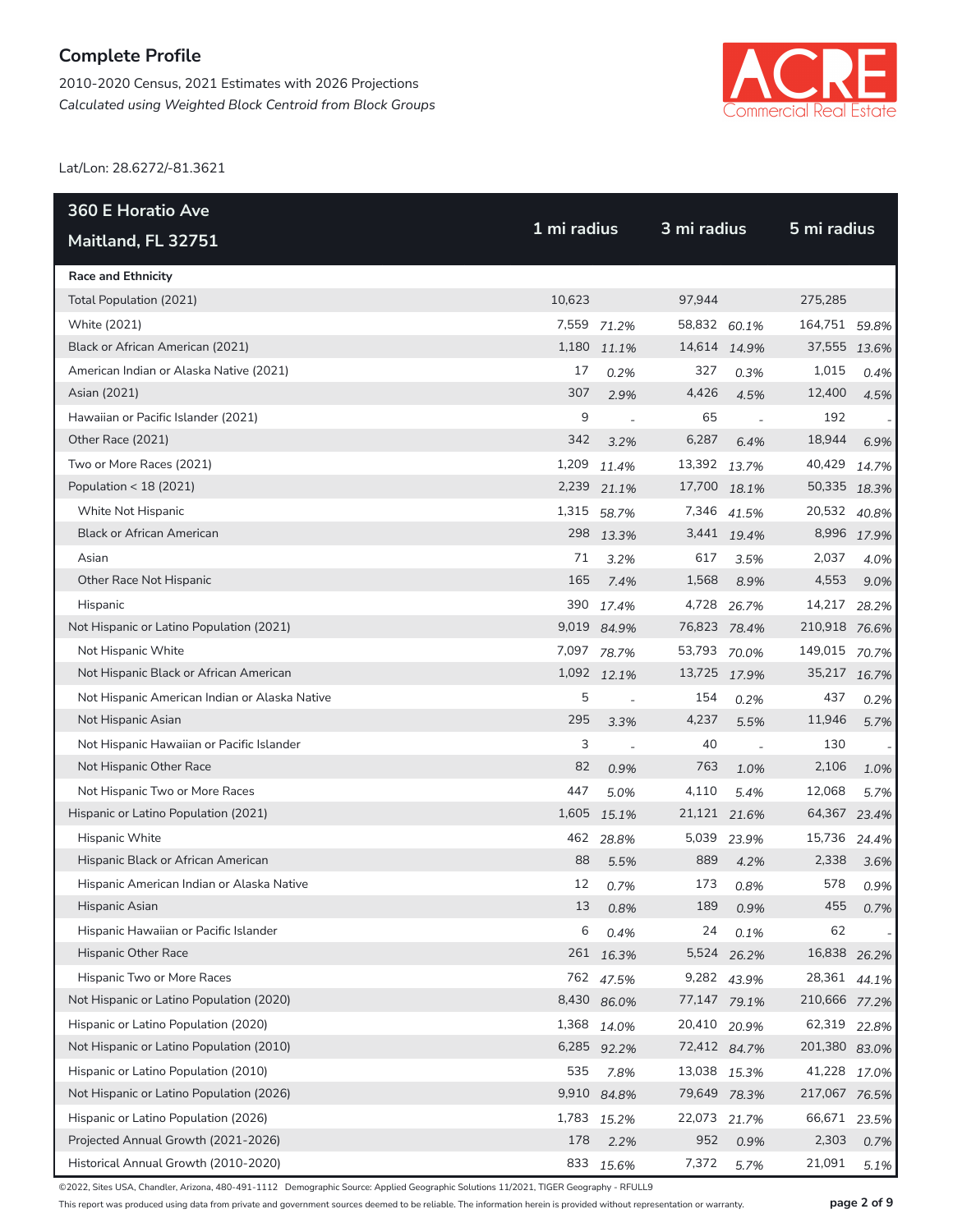# Complete Profile

2010-2020 Census, 2021 Estimates with 2026 Projections

*Calculated using Weighted Block Centroid from Block Groups*

Lat/Lon: 28.6272/-81.3621

| 360 E Horatio Ave<br>Maitland, FL 32751 | 1 mi radius | | 3 mi radius | | 5 mi radius | |
|---|---|---|---|---|---|---|
| **Race and Ethnicity** | | | | | | |
| Total Population (2021) | 10,623 | | 97,944 | | 275,285 | |
| White (2021) | 7,559 | *71.2%* | 58,832 | *60.1%* | 164,751 | *59.8%* |
| Black or African American (2021) | 1,180 | *11.1%* | 14,614 | *14.9%* | 37,555 | *13.6%* |
| American Indian or Alaska Native (2021) | 17 | *0.2%* | 327 | *0.3%* | 1,015 | *0.4%* |
| Asian (2021) | 307 | *2.9%* | 4,426 | *4.5%* | 12,400 | *4.5%* |
| Hawaiian or Pacific Islander (2021) | 9 | - | 65 | - | 192 | - |
| Other Race (2021) | 342 | *3.2%* | 6,287 | *6.4%* | 18,944 | *6.9%* |
| Two or More Races (2021) | 1,209 | *11.4%* | 13,392 | *13.7%* | 40,429 | *14.7%* |
| Population < 18 (2021) | 2,239 | *21.1%* | 17,700 | *18.1%* | 50,335 | *18.3%* |
| White Not Hispanic | 1,315 | *58.7%* | 7,346 | *41.5%* | 20,532 | *40.8%* |
| Black or African American | 298 | *13.3%* | 3,441 | *19.4%* | 8,996 | *17.9%* |
| Asian | 71 | *3.2%* | 617 | *3.5%* | 2,037 | *4.0%* |
| Other Race Not Hispanic | 165 | *7.4%* | 1,568 | *8.9%* | 4,553 | *9.0%* |
| Hispanic | 390 | *17.4%* | 4,728 | *26.7%* | 14,217 | *28.2%* |
| Not Hispanic or Latino Population (2021) | 9,019 | *84.9%* | 76,823 | *78.4%* | 210,918 | *76.6%* |
| Not Hispanic White | 7,097 | *78.7%* | 53,793 | *70.0%* | 149,015 | *70.7%* |
| Not Hispanic Black or African American | 1,092 | *12.1%* | 13,725 | *17.9%* | 35,217 | *16.7%* |
| Not Hispanic American Indian or Alaska Native | 5 | - | 154 | *0.2%* | 437 | *0.2%* |
| Not Hispanic Asian | 295 | *3.3%* | 4,237 | *5.5%* | 11,946 | *5.7%* |
| Not Hispanic Hawaiian or Pacific Islander | 3 | - | 40 | - | 130 | - |
| Not Hispanic Other Race | 82 | *0.9%* | 763 | *1.0%* | 2,106 | *1.0%* |
| Not Hispanic Two or More Races | 447 | *5.0%* | 4,110 | *5.4%* | 12,068 | *5.7%* |
| Hispanic or Latino Population (2021) | 1,605 | *15.1%* | 21,121 | *21.6%* | 64,367 | *23.4%* |
| Hispanic White | 462 | *28.8%* | 5,039 | *23.9%* | 15,736 | *24.4%* |
| Hispanic Black or African American | 88 | *5.5%* | 889 | *4.2%* | 2,338 | *3.6%* |
| Hispanic American Indian or Alaska Native | 12 | *0.7%* | 173 | *0.8%* | 578 | *0.9%* |
| Hispanic Asian | 13 | *0.8%* | 189 | *0.9%* | 455 | *0.7%* |
| Hispanic Hawaiian or Pacific Islander | 6 | *0.4%* | 24 | *0.1%* | 62 | - |
| Hispanic Other Race | 261 | *16.3%* | 5,524 | *26.2%* | 16,838 | *26.2%* |
| Hispanic Two or More Races | 762 | *47.5%* | 9,282 | *43.9%* | 28,361 | *44.1%* |
| Not Hispanic or Latino Population (2020) | 8,430 | *86.0%* | 77,147 | *79.1%* | 210,666 | *77.2%* |
| Hispanic or Latino Population (2020) | 1,368 | *14.0%* | 20,410 | *20.9%* | 62,319 | *22.8%* |
| Not Hispanic or Latino Population (2010) | 6,285 | *92.2%* | 72,412 | *84.7%* | 201,380 | *83.0%* |
| Hispanic or Latino Population (2010) | 535 | *7.8%* | 13,038 | *15.3%* | 41,228 | *17.0%* |
| Not Hispanic or Latino Population (2026) | 9,910 | *84.8%* | 79,649 | *78.3%* | 217,067 | *76.5%* |
| Hispanic or Latino Population (2026) | 1,783 | *15.2%* | 22,073 | *21.7%* | 66,671 | *23.5%* |
| Projected Annual Growth (2021-2026) | 178 | *2.2%* | 952 | *0.9%* | 2,303 | *0.7%* |
| Historical Annual Growth (2010-2020) | 833 | *15.6%* | 7,372 | *5.7%* | 21,091 | *5.1%* |

©2022, Sites USA, Chandler, Arizona, 480-491-1112 Demographic Source: Applied Geographic Solutions 11/2021, TIGER Geography - RFULL9

This report was produced using data from private and government sources deemed to be reliable. The information herein is provided without representation or warranty.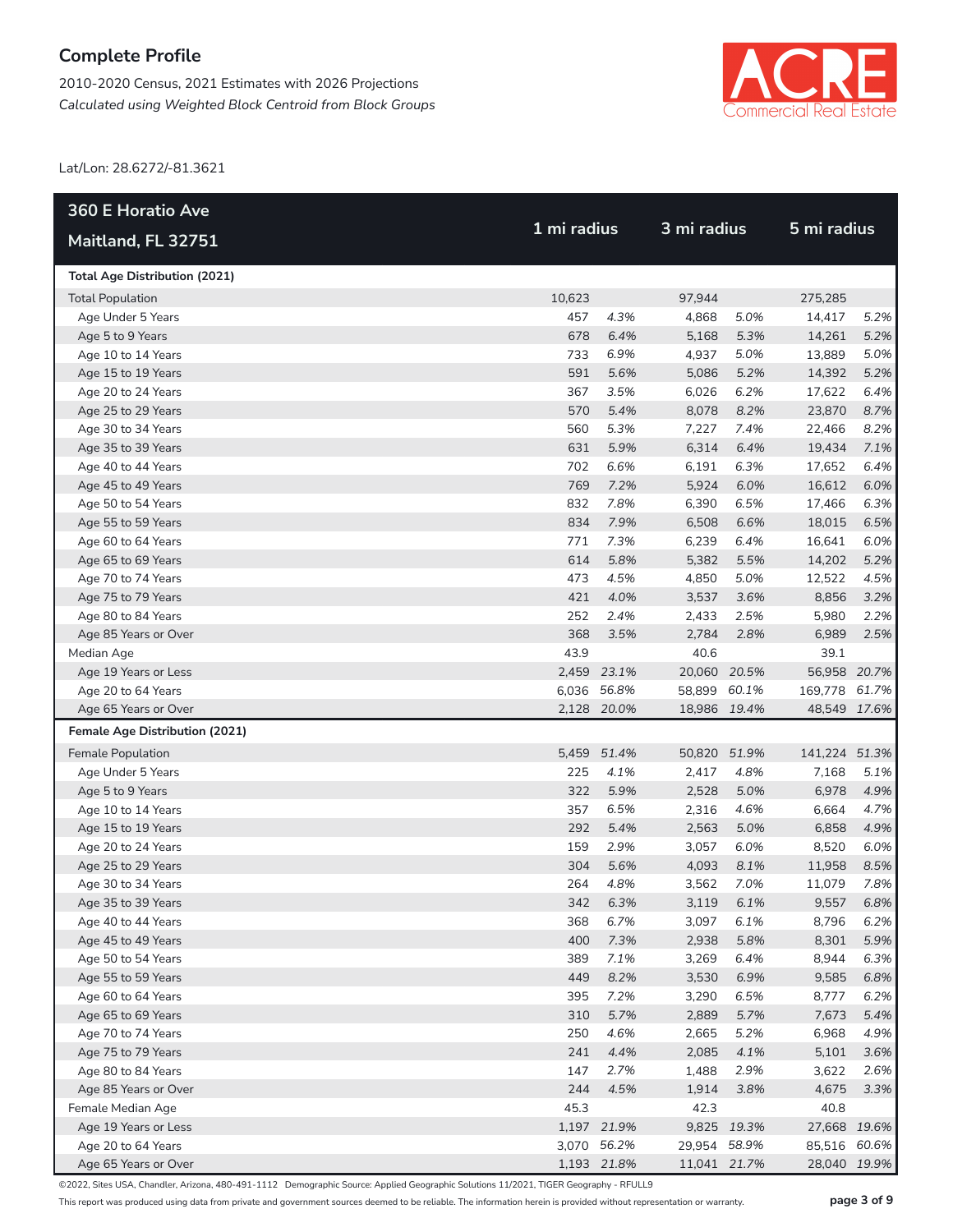## Complete Profile

2010-2020 Census, 2021 Estimates with 2026 Projections

*Calculated using Weighted Block Centroid from Block Groups*

Lat/Lon: 28.6272/-81.3621

| 360 E Horatio Ave<br>Maitland, FL 32751 | 1 mi radius | | 3 mi radius | | 5 mi radius | |
|---|---|---|---|---|---|---|
| **Total Age Distribution (2021)** | | | | | | |
| Total Population | 10,623 | | 97,944 | | 275,285 | |
| Age Under 5 Years | 457 | *4.3%* | 4,868 | *5.0%* | 14,417 | *5.2%* |
| Age 5 to 9 Years | 678 | *6.4%* | 5,168 | *5.3%* | 14,261 | *5.2%* |
| Age 10 to 14 Years | 733 | *6.9%* | 4,937 | *5.0%* | 13,889 | *5.0%* |
| Age 15 to 19 Years | 591 | *5.6%* | 5,086 | *5.2%* | 14,392 | *5.2%* |
| Age 20 to 24 Years | 367 | *3.5%* | 6,026 | *6.2%* | 17,622 | *6.4%* |
| Age 25 to 29 Years | 570 | *5.4%* | 8,078 | *8.2%* | 23,870 | *8.7%* |
| Age 30 to 34 Years | 560 | *5.3%* | 7,227 | *7.4%* | 22,466 | *8.2%* |
| Age 35 to 39 Years | 631 | *5.9%* | 6,314 | *6.4%* | 19,434 | *7.1%* |
| Age 40 to 44 Years | 702 | *6.6%* | 6,191 | *6.3%* | 17,652 | *6.4%* |
| Age 45 to 49 Years | 769 | *7.2%* | 5,924 | *6.0%* | 16,612 | *6.0%* |
| Age 50 to 54 Years | 832 | *7.8%* | 6,390 | *6.5%* | 17,466 | *6.3%* |
| Age 55 to 59 Years | 834 | *7.9%* | 6,508 | *6.6%* | 18,015 | *6.5%* |
| Age 60 to 64 Years | 771 | *7.3%* | 6,239 | *6.4%* | 16,641 | *6.0%* |
| Age 65 to 69 Years | 614 | *5.8%* | 5,382 | *5.5%* | 14,202 | *5.2%* |
| Age 70 to 74 Years | 473 | *4.5%* | 4,850 | *5.0%* | 12,522 | *4.5%* |
| Age 75 to 79 Years | 421 | *4.0%* | 3,537 | *3.6%* | 8,856 | *3.2%* |
| Age 80 to 84 Years | 252 | *2.4%* | 2,433 | *2.5%* | 5,980 | *2.2%* |
| Age 85 Years or Over | 368 | *3.5%* | 2,784 | *2.8%* | 6,989 | *2.5%* |
| Median Age | 43.9 | | 40.6 | | 39.1 | |
| Age 19 Years or Less | 2,459 | *23.1%* | 20,060 | *20.5%* | 56,958 | *20.7%* |
| Age 20 to 64 Years | 6,036 | *56.8%* | 58,899 | *60.1%* | 169,778 | *61.7%* |
| Age 65 Years or Over | 2,128 | *20.0%* | 18,986 | *19.4%* | 48,549 | *17.6%* |
| **Female Age Distribution (2021)** | | | | | | |
| Female Population | 5,459 | *51.4%* | 50,820 | *51.9%* | 141,224 | *51.3%* |
| Age Under 5 Years | 225 | *4.1%* | 2,417 | *4.8%* | 7,168 | *5.1%* |
| Age 5 to 9 Years | 322 | *5.9%* | 2,528 | *5.0%* | 6,978 | *4.9%* |
| Age 10 to 14 Years | 357 | *6.5%* | 2,316 | *4.6%* | 6,664 | *4.7%* |
| Age 15 to 19 Years | 292 | *5.4%* | 2,563 | *5.0%* | 6,858 | *4.9%* |
| Age 20 to 24 Years | 159 | *2.9%* | 3,057 | *6.0%* | 8,520 | *6.0%* |
| Age 25 to 29 Years | 304 | *5.6%* | 4,093 | *8.1%* | 11,958 | *8.5%* |
| Age 30 to 34 Years | 264 | *4.8%* | 3,562 | *7.0%* | 11,079 | *7.8%* |
| Age 35 to 39 Years | 342 | *6.3%* | 3,119 | *6.1%* | 9,557 | *6.8%* |
| Age 40 to 44 Years | 368 | *6.7%* | 3,097 | *6.1%* | 8,796 | *6.2%* |
| Age 45 to 49 Years | 400 | *7.3%* | 2,938 | *5.8%* | 8,301 | *5.9%* |
| Age 50 to 54 Years | 389 | *7.1%* | 3,269 | *6.4%* | 8,944 | *6.3%* |
| Age 55 to 59 Years | 449 | *8.2%* | 3,530 | *6.9%* | 9,585 | *6.8%* |
| Age 60 to 64 Years | 395 | *7.2%* | 3,290 | *6.5%* | 8,777 | *6.2%* |
| Age 65 to 69 Years | 310 | *5.7%* | 2,889 | *5.7%* | 7,673 | *5.4%* |
| Age 70 to 74 Years | 250 | *4.6%* | 2,665 | *5.2%* | 6,968 | *4.9%* |
| Age 75 to 79 Years | 241 | *4.4%* | 2,085 | *4.1%* | 5,101 | *3.6%* |
| Age 80 to 84 Years | 147 | *2.7%* | 1,488 | *2.9%* | 3,622 | *2.6%* |
| Age 85 Years or Over | 244 | *4.5%* | 1,914 | *3.8%* | 4,675 | *3.3%* |
| Female Median Age | 45.3 | | 42.3 | | 40.8 | |
| Age 19 Years or Less | 1,197 | *21.9%* | 9,825 | *19.3%* | 27,668 | *19.6%* |
| Age 20 to 64 Years | 3,070 | *56.2%* | 29,954 | *58.9%* | 85,516 | *60.6%* |
| Age 65 Years or Over | 1,193 | *21.8%* | 11,041 | *21.7%* | 28,040 | *19.9%* |

©2022, Sites USA, Chandler, Arizona, 480-491-1112 Demographic Source: Applied Geographic Solutions 11/2021, TIGER Geography - RFULL9

This report was produced using data from private and government sources deemed to be reliable. The information herein is provided without representation or warranty.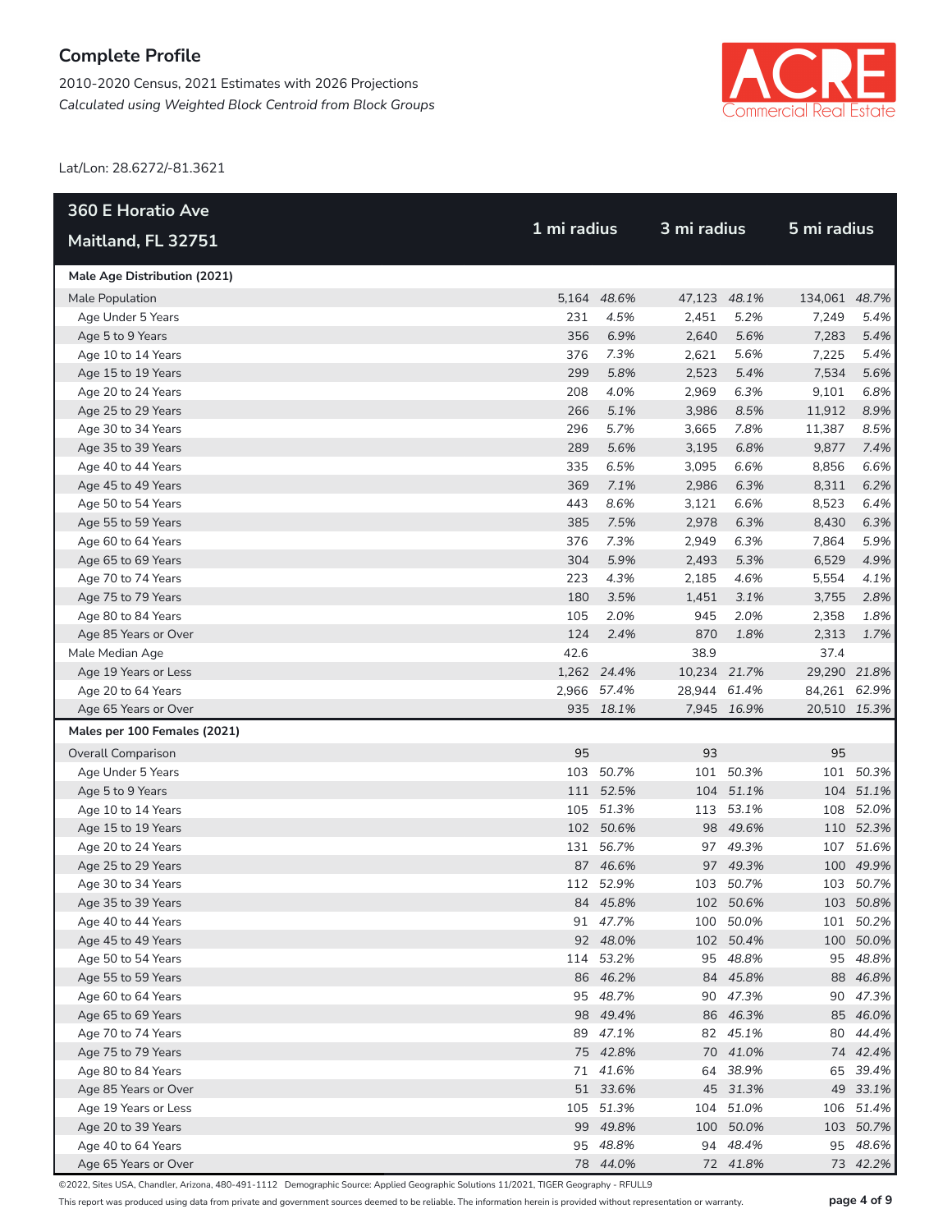# Complete Profile

2010-2020 Census, 2021 Estimates with 2026 Projections

*Calculated using Weighted Block Centroid from Block Groups*

Lat/Lon: 28.6272/-81.3621

| 360 E Horatio Ave Maitland, FL 32751 | 1 mi radius | | 3 mi radius | | 5 mi radius | |
|---|---|---|---|---|---|---|
| **Male Age Distribution (2021)** | | | | | | |
| Male Population | 5,164 | *48.6%* | 47,123 | *48.1%* | 134,061 | *48.7%* |
| Age Under 5 Years | 231 | *4.5%* | 2,451 | *5.2%* | 7,249 | *5.4%* |
| Age 5 to 9 Years | 356 | *6.9%* | 2,640 | *5.6%* | 7,283 | *5.4%* |
| Age 10 to 14 Years | 376 | *7.3%* | 2,621 | *5.6%* | 7,225 | *5.4%* |
| Age 15 to 19 Years | 299 | *5.8%* | 2,523 | *5.4%* | 7,534 | *5.6%* |
| Age 20 to 24 Years | 208 | *4.0%* | 2,969 | *6.3%* | 9,101 | *6.8%* |
| Age 25 to 29 Years | 266 | *5.1%* | 3,986 | *8.5%* | 11,912 | *8.9%* |
| Age 30 to 34 Years | 296 | *5.7%* | 3,665 | *7.8%* | 11,387 | *8.5%* |
| Age 35 to 39 Years | 289 | *5.6%* | 3,195 | *6.8%* | 9,877 | *7.4%* |
| Age 40 to 44 Years | 335 | *6.5%* | 3,095 | *6.6%* | 8,856 | *6.6%* |
| Age 45 to 49 Years | 369 | *7.1%* | 2,986 | *6.3%* | 8,311 | *6.2%* |
| Age 50 to 54 Years | 443 | *8.6%* | 3,121 | *6.6%* | 8,523 | *6.4%* |
| Age 55 to 59 Years | 385 | *7.5%* | 2,978 | *6.3%* | 8,430 | *6.3%* |
| Age 60 to 64 Years | 376 | *7.3%* | 2,949 | *6.3%* | 7,864 | *5.9%* |
| Age 65 to 69 Years | 304 | *5.9%* | 2,493 | *5.3%* | 6,529 | *4.9%* |
| Age 70 to 74 Years | 223 | *4.3%* | 2,185 | *4.6%* | 5,554 | *4.1%* |
| Age 75 to 79 Years | 180 | *3.5%* | 1,451 | *3.1%* | 3,755 | *2.8%* |
| Age 80 to 84 Years | 105 | *2.0%* | 945 | *2.0%* | 2,358 | *1.8%* |
| Age 85 Years or Over | 124 | *2.4%* | 870 | *1.8%* | 2,313 | *1.7%* |
| Male Median Age | 42.6 | | 38.9 | | 37.4 | |
| Age 19 Years or Less | 1,262 | *24.4%* | 10,234 | *21.7%* | 29,290 | *21.8%* |
| Age 20 to 64 Years | 2,966 | *57.4%* | 28,944 | *61.4%* | 84,261 | *62.9%* |
| Age 65 Years or Over | 935 | *18.1%* | 7,945 | *16.9%* | 20,510 | *15.3%* |
| **Males per 100 Females (2021)** | | | | | | |
| Overall Comparison | 95 | | 93 | | 95 | |
| Age Under 5 Years | 103 | *50.7%* | 101 | *50.3%* | 101 | *50.3%* |
| Age 5 to 9 Years | 111 | *52.5%* | 104 | *51.1%* | 104 | *51.1%* |
| Age 10 to 14 Years | 105 | *51.3%* | 113 | *53.1%* | 108 | *52.0%* |
| Age 15 to 19 Years | 102 | *50.6%* | 98 | *49.6%* | 110 | *52.3%* |
| Age 20 to 24 Years | 131 | *56.7%* | 97 | *49.3%* | 107 | *51.6%* |
| Age 25 to 29 Years | 87 | *46.6%* | 97 | *49.3%* | 100 | *49.9%* |
| Age 30 to 34 Years | 112 | *52.9%* | 103 | *50.7%* | 103 | *50.7%* |
| Age 35 to 39 Years | 84 | *45.8%* | 102 | *50.6%* | 103 | *50.8%* |
| Age 40 to 44 Years | 91 | *47.7%* | 100 | *50.0%* | 101 | *50.2%* |
| Age 45 to 49 Years | 92 | *48.0%* | 102 | *50.4%* | 100 | *50.0%* |
| Age 50 to 54 Years | 114 | *53.2%* | 95 | *48.8%* | 95 | *48.8%* |
| Age 55 to 59 Years | 86 | *46.2%* | 84 | *45.8%* | 88 | *46.8%* |
| Age 60 to 64 Years | 95 | *48.7%* | 90 | *47.3%* | 90 | *47.3%* |
| Age 65 to 69 Years | 98 | *49.4%* | 86 | *46.3%* | 85 | *46.0%* |
| Age 70 to 74 Years | 89 | *47.1%* | 82 | *45.1%* | 80 | *44.4%* |
| Age 75 to 79 Years | 75 | *42.8%* | 70 | *41.0%* | 74 | *42.4%* |
| Age 80 to 84 Years | 71 | *41.6%* | 64 | *38.9%* | 65 | *39.4%* |
| Age 85 Years or Over | 51 | *33.6%* | 45 | *31.3%* | 49 | *33.1%* |
| Age 19 Years or Less | 105 | *51.3%* | 104 | *51.0%* | 106 | *51.4%* |
| Age 20 to 39 Years | 99 | *49.8%* | 100 | *50.0%* | 103 | *50.7%* |
| Age 40 to 64 Years | 95 | *48.8%* | 94 | *48.4%* | 95 | *48.6%* |
| Age 65 Years or Over | 78 | *44.0%* | 72 | *41.8%* | 73 | *42.2%* |

©2022, Sites USA, Chandler, Arizona, 480-491-1112 Demographic Source: Applied Geographic Solutions 11/2021, TIGER Geography - RFULL9

This report was produced using data from private and government sources deemed to be reliable. The information herein is provided without representation or warranty.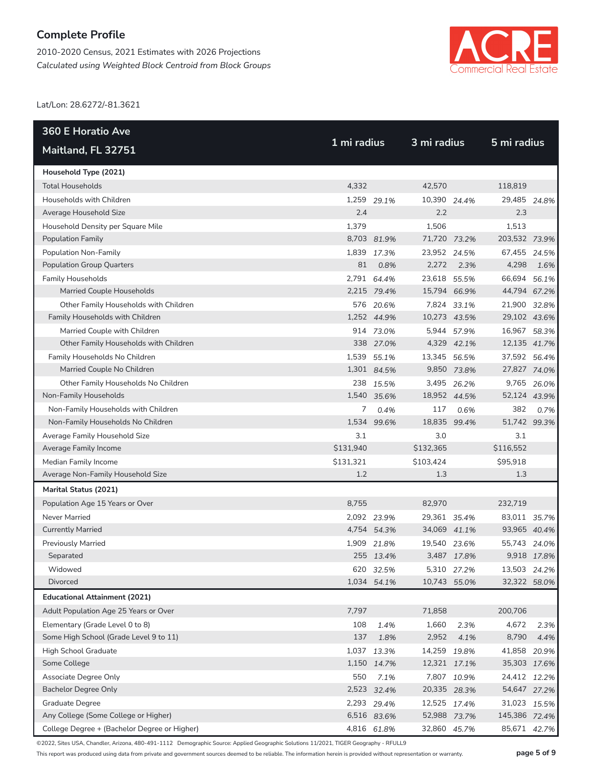# Complete Profile

2010-2020 Census, 2021 Estimates with 2026 Projections

*Calculated using Weighted Block Centroid from Block Groups*

Lat/Lon: 28.6272/-81.3621

| 360 E Horatio Ave Maitland, FL 32751 | 1 mi radius | | 3 mi radius | | 5 mi radius | |
|---|---|---|---|---|---|---|
| **Household Type (2021)** | | | | | | |
| Total Households | 4,332 | | 42,570 | | 118,819 | |
| Households with Children | 1,259 | *29.1%* | 10,390 | *24.4%* | 29,485 | *24.8%* |
| Average Household Size | 2.4 | | 2.2 | | 2.3 | |
| Household Density per Square Mile | 1,379 | | 1,506 | | 1,513 | |
| Population Family | 8,703 | *81.9%* | 71,720 | *73.2%* | 203,532 | *73.9%* |
| Population Non-Family | 1,839 | *17.3%* | 23,952 | *24.5%* | 67,455 | *24.5%* |
| Population Group Quarters | 81 | *0.8%* | 2,272 | *2.3%* | 4,298 | *1.6%* |
| Family Households | 2,791 | *64.4%* | 23,618 | *55.5%* | 66,694 | *56.1%* |
| Married Couple Households | 2,215 | *79.4%* | 15,794 | *66.9%* | 44,794 | *67.2%* |
| Other Family Households with Children | 576 | *20.6%* | 7,824 | *33.1%* | 21,900 | *32.8%* |
| Family Households with Children | 1,252 | *44.9%* | 10,273 | *43.5%* | 29,102 | *43.6%* |
| Married Couple with Children | 914 | *73.0%* | 5,944 | *57.9%* | 16,967 | *58.3%* |
| Other Family Households with Children | 338 | *27.0%* | 4,329 | *42.1%* | 12,135 | *41.7%* |
| Family Households No Children | 1,539 | *55.1%* | 13,345 | *56.5%* | 37,592 | *56.4%* |
| Married Couple No Children | 1,301 | *84.5%* | 9,850 | *73.8%* | 27,827 | *74.0%* |
| Other Family Households No Children | 238 | *15.5%* | 3,495 | *26.2%* | 9,765 | *26.0%* |
| Non-Family Households | 1,540 | *35.6%* | 18,952 | *44.5%* | 52,124 | *43.9%* |
| Non-Family Households with Children | 7 | *0.4%* | 117 | *0.6%* | 382 | *0.7%* |
| Non-Family Households No Children | 1,534 | *99.6%* | 18,835 | *99.4%* | 51,742 | *99.3%* |
| Average Family Household Size | 3.1 | | 3.0 | | 3.1 | |
| Average Family Income | $131,940 | | $132,365 | | $116,552 | |
| Median Family Income | $131,321 | | $103,424 | | $95,918 | |
| Average Non-Family Household Size | 1.2 | | 1.3 | | 1.3 | |
| **Marital Status (2021)** | | | | | | |
| Population Age 15 Years or Over | 8,755 | | 82,970 | | 232,719 | |
| Never Married | 2,092 | *23.9%* | 29,361 | *35.4%* | 83,011 | *35.7%* |
| Currently Married | 4,754 | *54.3%* | 34,069 | *41.1%* | 93,965 | *40.4%* |
| Previously Married | 1,909 | *21.8%* | 19,540 | *23.6%* | 55,743 | *24.0%* |
| Separated | 255 | *13.4%* | 3,487 | *17.8%* | 9,918 | *17.8%* |
| Widowed | 620 | *32.5%* | 5,310 | *27.2%* | 13,503 | *24.2%* |
| Divorced | 1,034 | *54.1%* | 10,743 | *55.0%* | 32,322 | *58.0%* |
| **Educational Attainment (2021)** | | | | | | |
| Adult Population Age 25 Years or Over | 7,797 | | 71,858 | | 200,706 | |
| Elementary (Grade Level 0 to 8) | 108 | *1.4%* | 1,660 | *2.3%* | 4,672 | *2.3%* |
| Some High School (Grade Level 9 to 11) | 137 | *1.8%* | 2,952 | *4.1%* | 8,790 | *4.4%* |
| High School Graduate | 1,037 | *13.3%* | 14,259 | *19.8%* | 41,858 | *20.9%* |
| Some College | 1,150 | *14.7%* | 12,321 | *17.1%* | 35,303 | *17.6%* |
| Associate Degree Only | 550 | *7.1%* | 7,807 | *10.9%* | 24,412 | *12.2%* |
| Bachelor Degree Only | 2,523 | *32.4%* | 20,335 | *28.3%* | 54,647 | *27.2%* |
| Graduate Degree | 2,293 | *29.4%* | 12,525 | *17.4%* | 31,023 | *15.5%* |
| Any College (Some College or Higher) | 6,516 | *83.6%* | 52,988 | *73.7%* | 145,386 | *72.4%* |
| College Degree + (Bachelor Degree or Higher) | 4,816 | *61.8%* | 32,860 | *45.7%* | 85,671 | *42.7%* |

©2022, Sites USA, Chandler, Arizona, 480-491-1112 Demographic Source: Applied Geographic Solutions 11/2021, TIGER Geography - RFULL9

This report was produced using data from private and government sources deemed to be reliable. The information herein is provided without representation or warranty.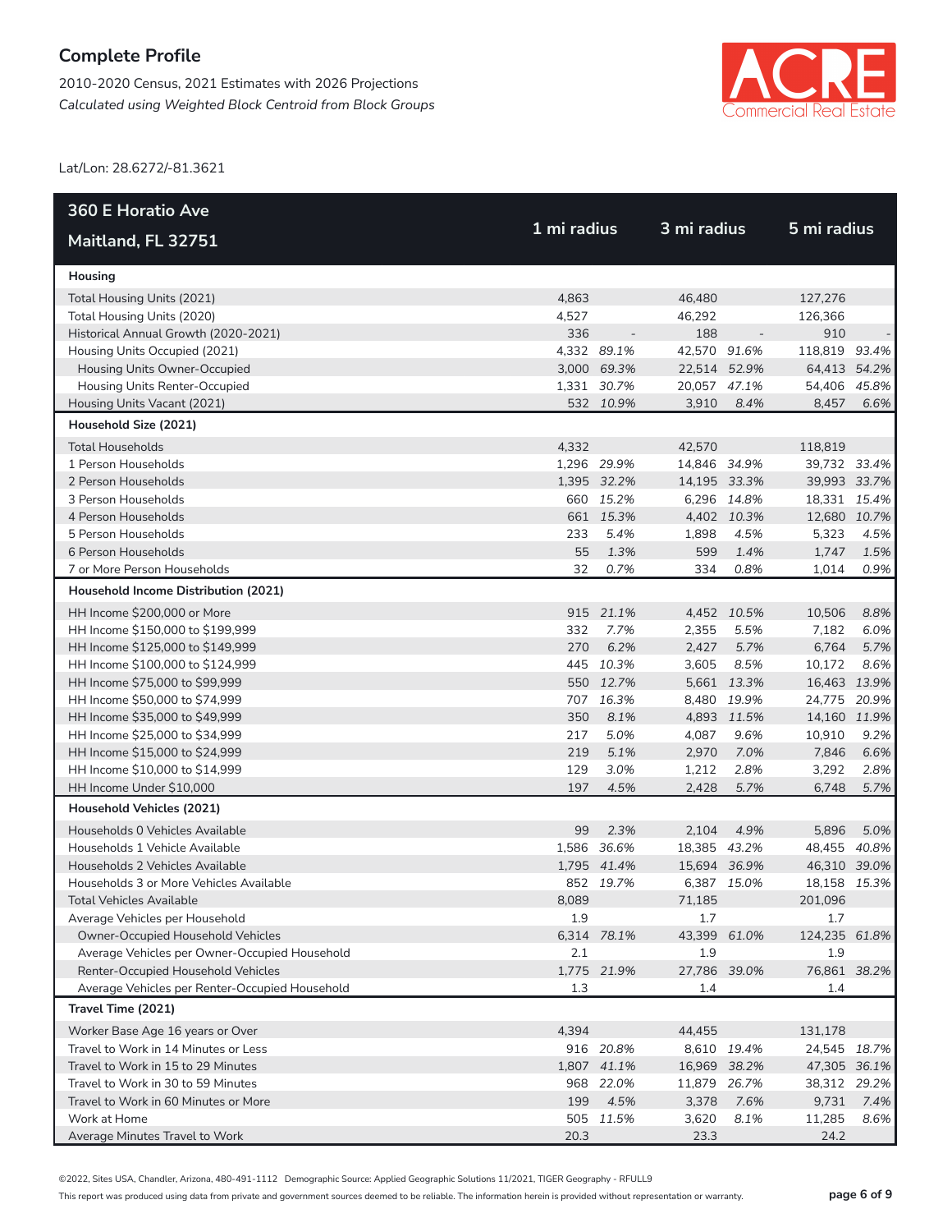# Complete Profile

2010-2020 Census, 2021 Estimates with 2026 Projections

*Calculated using Weighted Block Centroid from Block Groups*

Lat/Lon: 28.6272/-81.3621

| 360 E Horatio Ave<br>Maitland, FL 32751 | 1 mi radius | | 3 mi radius | | 5 mi radius | |
|---|---|---|---|---|---|---|
| **Housing** | | | | | | |
| Total Housing Units (2021) | 4,863 | | 46,480 | | 127,276 | |
| Total Housing Units (2020) | 4,527 | | 46,292 | | 126,366 | |
| Historical Annual Growth (2020-2021) | 336 | - | 188 | - | 910 | - |
| Housing Units Occupied (2021) | 4,332 | *89.1%* | 42,570 | *91.6%* | 118,819 | *93.4%* |
| Housing Units Owner-Occupied | 3,000 | *69.3%* | 22,514 | *52.9%* | 64,413 | *54.2%* |
| Housing Units Renter-Occupied | 1,331 | *30.7%* | 20,057 | *47.1%* | 54,406 | *45.8%* |
| Housing Units Vacant (2021) | 532 | *10.9%* | 3,910 | *8.4%* | 8,457 | *6.6%* |
| **Household Size (2021)** | | | | | | |
| Total Households | 4,332 | | 42,570 | | 118,819 | |
| 1 Person Households | 1,296 | *29.9%* | 14,846 | *34.9%* | 39,732 | *33.4%* |
| 2 Person Households | 1,395 | *32.2%* | 14,195 | *33.3%* | 39,993 | *33.7%* |
| 3 Person Households | 660 | *15.2%* | 6,296 | *14.8%* | 18,331 | *15.4%* |
| 4 Person Households | 661 | *15.3%* | 4,402 | *10.3%* | 12,680 | *10.7%* |
| 5 Person Households | 233 | *5.4%* | 1,898 | *4.5%* | 5,323 | *4.5%* |
| 6 Person Households | 55 | *1.3%* | 599 | *1.4%* | 1,747 | *1.5%* |
| 7 or More Person Households | 32 | *0.7%* | 334 | *0.8%* | 1,014 | *0.9%* |
| **Household Income Distribution (2021)** | | | | | | |
| HH Income $200,000 or More | 915 | *21.1%* | 4,452 | *10.5%* | 10,506 | *8.8%* |
| HH Income $150,000 to $199,999 | 332 | *7.7%* | 2,355 | *5.5%* | 7,182 | *6.0%* |
| HH Income $125,000 to $149,999 | 270 | *6.2%* | 2,427 | *5.7%* | 6,764 | *5.7%* |
| HH Income $100,000 to $124,999 | 445 | *10.3%* | 3,605 | *8.5%* | 10,172 | *8.6%* |
| HH Income $75,000 to $99,999 | 550 | *12.7%* | 5,661 | *13.3%* | 16,463 | *13.9%* |
| HH Income $50,000 to $74,999 | 707 | *16.3%* | 8,480 | *19.9%* | 24,775 | *20.9%* |
| HH Income $35,000 to $49,999 | 350 | *8.1%* | 4,893 | *11.5%* | 14,160 | *11.9%* |
| HH Income $25,000 to $34,999 | 217 | *5.0%* | 4,087 | *9.6%* | 10,910 | *9.2%* |
| HH Income $15,000 to $24,999 | 219 | *5.1%* | 2,970 | *7.0%* | 7,846 | *6.6%* |
| HH Income $10,000 to $14,999 | 129 | *3.0%* | 1,212 | *2.8%* | 3,292 | *2.8%* |
| HH Income Under $10,000 | 197 | *4.5%* | 2,428 | *5.7%* | 6,748 | *5.7%* |
| **Household Vehicles (2021)** | | | | | | |
| Households 0 Vehicles Available | 99 | *2.3%* | 2,104 | *4.9%* | 5,896 | *5.0%* |
| Households 1 Vehicle Available | 1,586 | *36.6%* | 18,385 | *43.2%* | 48,455 | *40.8%* |
| Households 2 Vehicles Available | 1,795 | *41.4%* | 15,694 | *36.9%* | 46,310 | *39.0%* |
| Households 3 or More Vehicles Available | 852 | *19.7%* | 6,387 | *15.0%* | 18,158 | *15.3%* |
| Total Vehicles Available | 8,089 | | 71,185 | | 201,096 | |
| Average Vehicles per Household | 1.9 | | 1.7 | | 1.7 | |
| Owner-Occupied Household Vehicles | 6,314 | *78.1%* | 43,399 | *61.0%* | 124,235 | *61.8%* |
| Average Vehicles per Owner-Occupied Household | 2.1 | | 1.9 | | 1.9 | |
| Renter-Occupied Household Vehicles | 1,775 | *21.9%* | 27,786 | *39.0%* | 76,861 | *38.2%* |
| Average Vehicles per Renter-Occupied Household | 1.3 | | 1.4 | | 1.4 | |
| **Travel Time (2021)** | | | | | | |
| Worker Base Age 16 years or Over | 4,394 | | 44,455 | | 131,178 | |
| Travel to Work in 14 Minutes or Less | 916 | *20.8%* | 8,610 | *19.4%* | 24,545 | *18.7%* |
| Travel to Work in 15 to 29 Minutes | 1,807 | *41.1%* | 16,969 | *38.2%* | 47,305 | *36.1%* |
| Travel to Work in 30 to 59 Minutes | 968 | *22.0%* | 11,879 | *26.7%* | 38,312 | *29.2%* |
| Travel to Work in 60 Minutes or More | 199 | *4.5%* | 3,378 | *7.6%* | 9,731 | *7.4%* |
| Work at Home | 505 | *11.5%* | 3,620 | *8.1%* | 11,285 | *8.6%* |
| Average Minutes Travel to Work | 20.3 | | 23.3 | | 24.2 | |

©2022, Sites USA, Chandler, Arizona, 480-491-1112 Demographic Source: Applied Geographic Solutions 11/2021, TIGER Geography - RFULL9

This report was produced using data from private and government sources deemed to be reliable. The information herein is provided without representation or warranty.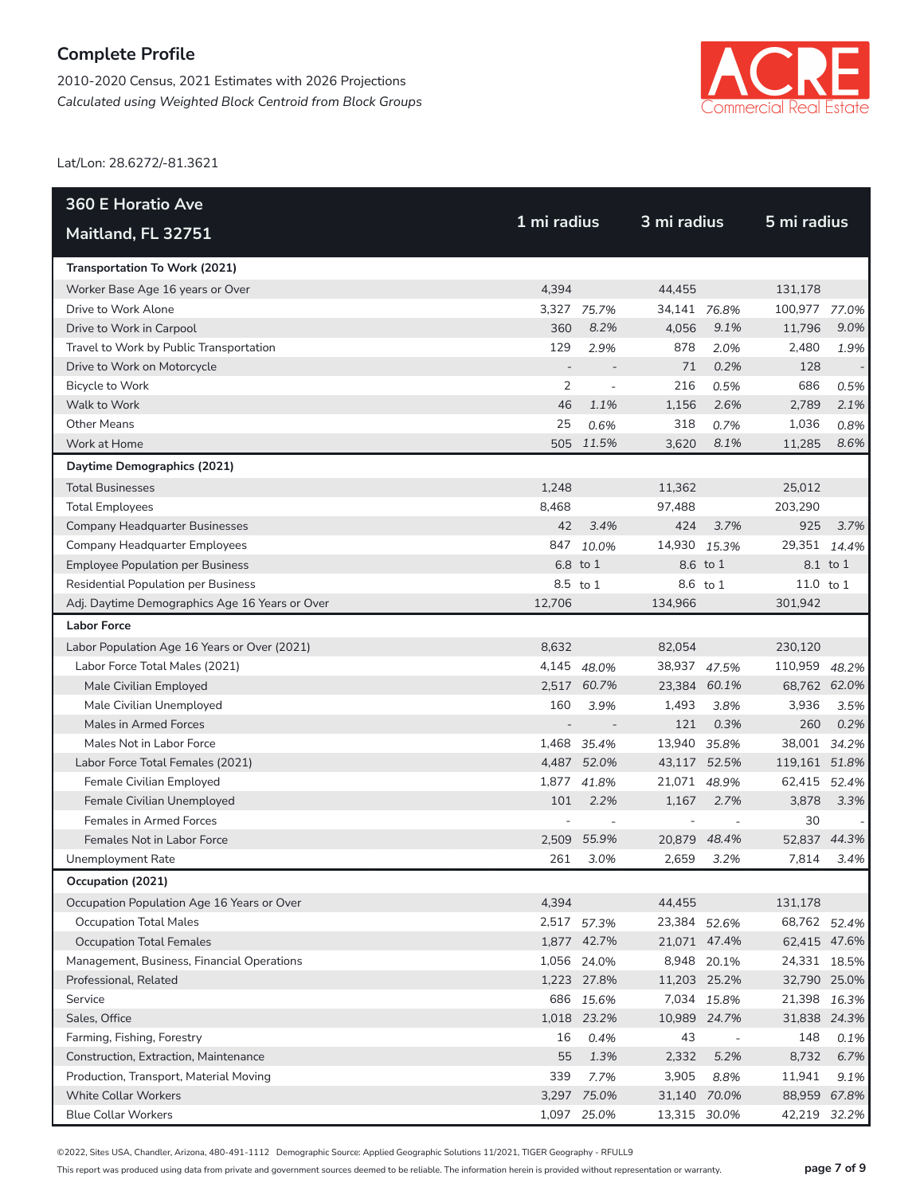## Complete Profile

2010-2020 Census, 2021 Estimates with 2026 Projections
*Calculated using Weighted Block Centroid from Block Groups*

Lat/Lon: 28.6272/-81.3621

| 360 E Horatio Ave<br>Maitland, FL 32751 | 1 mi radius | | 3 mi radius | | 5 mi radius | |
|---|---|---|---|---|---|---|
| **Transportation To Work (2021)** | | | | | | |
| Worker Base Age 16 years or Over | 4,394 | | 44,455 | | 131,178 | |
| Drive to Work Alone | 3,327 | *75.7%* | 34,141 | *76.8%* | 100,977 | *77.0%* |
| Drive to Work in Carpool | 360 | *8.2%* | 4,056 | *9.1%* | 11,796 | *9.0%* |
| Travel to Work by Public Transportation | 129 | *2.9%* | 878 | *2.0%* | 2,480 | *1.9%* |
| Drive to Work on Motorcycle | - | - | 71 | *0.2%* | 128 | - |
| Bicycle to Work | 2 | - | 216 | *0.5%* | 686 | *0.5%* |
| Walk to Work | 46 | *1.1%* | 1,156 | *2.6%* | 2,789 | *2.1%* |
| Other Means | 25 | *0.6%* | 318 | *0.7%* | 1,036 | *0.8%* |
| Work at Home | 505 | *11.5%* | 3,620 | *8.1%* | 11,285 | *8.6%* |
| **Daytime Demographics (2021)** | | | | | | |
| Total Businesses | 1,248 | | 11,362 | | 25,012 | |
| Total Employees | 8,468 | | 97,488 | | 203,290 | |
| Company Headquarter Businesses | 42 | *3.4%* | 424 | *3.7%* | 925 | *3.7%* |
| Company Headquarter Employees | 847 | *10.0%* | 14,930 | *15.3%* | 29,351 | *14.4%* |
| Employee Population per Business | 6.8 | to 1 | 8.6 | to 1 | 8.1 | to 1 |
| Residential Population per Business | 8.5 | to 1 | 8.6 | to 1 | 11.0 | to 1 |
| Adj. Daytime Demographics Age 16 Years or Over | 12,706 | | 134,966 | | 301,942 | |
| **Labor Force** | | | | | | |
| Labor Population Age 16 Years or Over (2021) | 8,632 | | 82,054 | | 230,120 | |
| Labor Force Total Males (2021) | 4,145 | *48.0%* | 38,937 | *47.5%* | 110,959 | *48.2%* |
| Male Civilian Employed | 2,517 | *60.7%* | 23,384 | *60.1%* | 68,762 | *62.0%* |
| Male Civilian Unemployed | 160 | *3.9%* | 1,493 | *3.8%* | 3,936 | *3.5%* |
| Males in Armed Forces | - | - | 121 | *0.3%* | 260 | *0.2%* |
| Males Not in Labor Force | 1,468 | *35.4%* | 13,940 | *35.8%* | 38,001 | *34.2%* |
| Labor Force Total Females (2021) | 4,487 | *52.0%* | 43,117 | *52.5%* | 119,161 | *51.8%* |
| Female Civilian Employed | 1,877 | *41.8%* | 21,071 | *48.9%* | 62,415 | *52.4%* |
| Female Civilian Unemployed | 101 | *2.2%* | 1,167 | *2.7%* | 3,878 | *3.3%* |
| Females in Armed Forces | - | - | - | - | 30 | - |
| Females Not in Labor Force | 2,509 | *55.9%* | 20,879 | *48.4%* | 52,837 | *44.3%* |
| Unemployment Rate | 261 | *3.0%* | 2,659 | *3.2%* | 7,814 | *3.4%* |
| **Occupation (2021)** | | | | | | |
| Occupation Population Age 16 Years or Over | 4,394 | | 44,455 | | 131,178 | |
| Occupation Total Males | 2,517 | *57.3%* | 23,384 | *52.6%* | 68,762 | *52.4%* |
| Occupation Total Females | 1,877 | *42.7%* | 21,071 | *47.4%* | 62,415 | *47.6%* |
| Management, Business, Financial Operations | 1,056 | *24.0%* | 8,948 | *20.1%* | 24,331 | *18.5%* |
| Professional, Related | 1,223 | *27.8%* | 11,203 | *25.2%* | 32,790 | *25.0%* |
| Service | 686 | *15.6%* | 7,034 | *15.8%* | 21,398 | *16.3%* |
| Sales, Office | 1,018 | *23.2%* | 10,989 | *24.7%* | 31,838 | *24.3%* |
| Farming, Fishing, Forestry | 16 | *0.4%* | 43 | - | 148 | *0.1%* |
| Construction, Extraction, Maintenance | 55 | *1.3%* | 2,332 | *5.2%* | 8,732 | *6.7%* |
| Production, Transport, Material Moving | 339 | *7.7%* | 3,905 | *8.8%* | 11,941 | *9.1%* |
| White Collar Workers | 3,297 | *75.0%* | 31,140 | *70.0%* | 88,959 | *67.8%* |
| Blue Collar Workers | 1,097 | *25.0%* | 13,315 | *30.0%* | 42,219 | *32.2%* |

©2022, Sites USA, Chandler, Arizona, 480-491-1112 Demographic Source: Applied Geographic Solutions 11/2021, TIGER Geography - RFULL9

This report was produced using data from private and government sources deemed to be reliable. The information herein is provided without representation or warranty.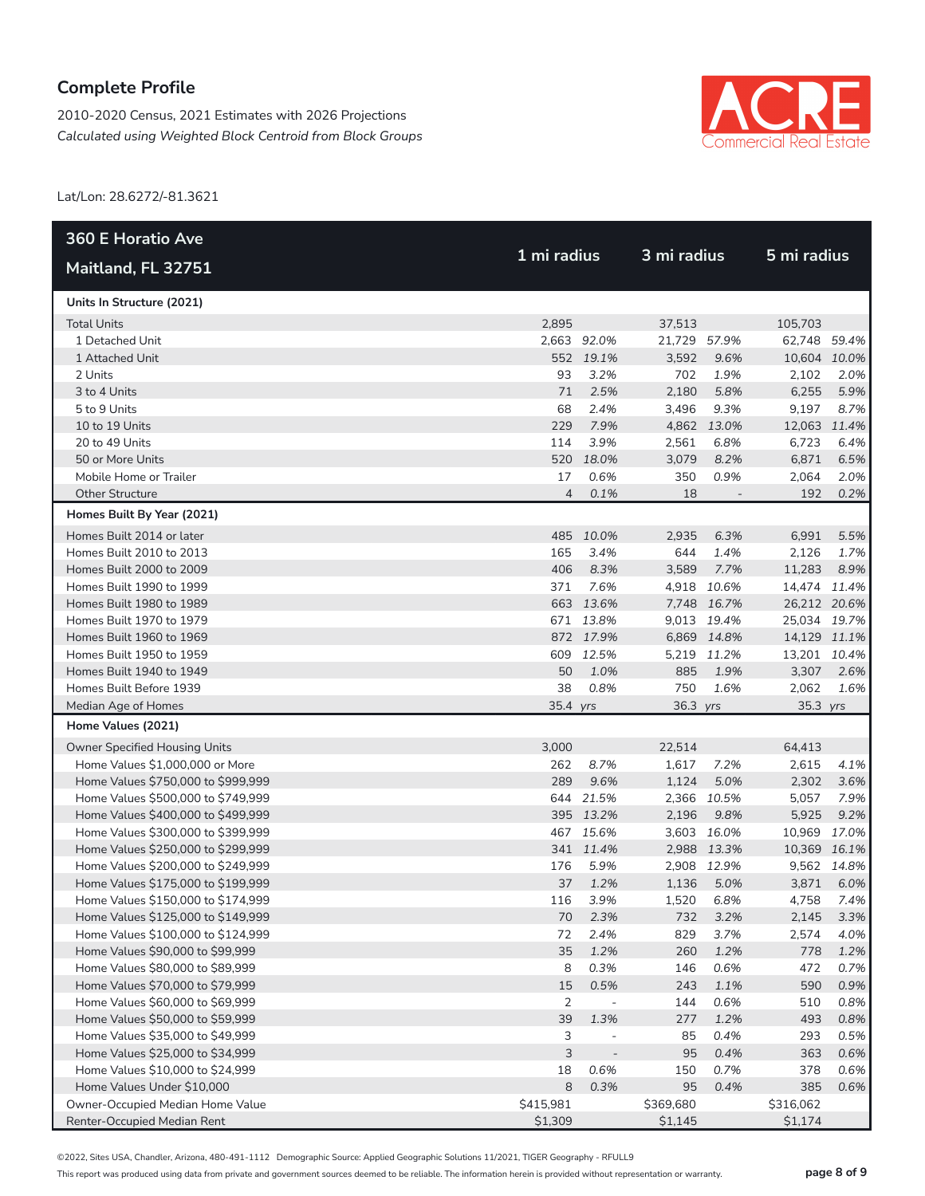# Complete Profile

2010-2020 Census, 2021 Estimates with 2026 Projections
*Calculated using Weighted Block Centroid from Block Groups*

Lat/Lon: 28.6272/-81.3621

| 360 E Horatio Ave Maitland, FL 32751 | 1 mi radius | | 3 mi radius | | 5 mi radius | |
|---|---|---|---|---|---|---|
| **Units In Structure (2021)** | | | | | | |
| Total Units | 2,895 | | 37,513 | | 105,703 | |
| 1 Detached Unit | 2,663 | *92.0%* | 21,729 | *57.9%* | 62,748 | *59.4%* |
| 1 Attached Unit | 552 | *19.1%* | 3,592 | *9.6%* | 10,604 | *10.0%* |
| 2 Units | 93 | *3.2%* | 702 | *1.9%* | 2,102 | *2.0%* |
| 3 to 4 Units | 71 | *2.5%* | 2,180 | *5.8%* | 6,255 | *5.9%* |
| 5 to 9 Units | 68 | *2.4%* | 3,496 | *9.3%* | 9,197 | *8.7%* |
| 10 to 19 Units | 229 | *7.9%* | 4,862 | *13.0%* | 12,063 | *11.4%* |
| 20 to 49 Units | 114 | *3.9%* | 2,561 | *6.8%* | 6,723 | *6.4%* |
| 50 or More Units | 520 | *18.0%* | 3,079 | *8.2%* | 6,871 | *6.5%* |
| Mobile Home or Trailer | 17 | *0.6%* | 350 | *0.9%* | 2,064 | *2.0%* |
| Other Structure | 4 | *0.1%* | 18 | - | 192 | *0.2%* |
| **Homes Built By Year (2021)** | | | | | | |
| Homes Built 2014 or later | 485 | *10.0%* | 2,935 | *6.3%* | 6,991 | *5.5%* |
| Homes Built 2010 to 2013 | 165 | *3.4%* | 644 | *1.4%* | 2,126 | *1.7%* |
| Homes Built 2000 to 2009 | 406 | *8.3%* | 3,589 | *7.7%* | 11,283 | *8.9%* |
| Homes Built 1990 to 1999 | 371 | *7.6%* | 4,918 | *10.6%* | 14,474 | *11.4%* |
| Homes Built 1980 to 1989 | 663 | *13.6%* | 7,748 | *16.7%* | 26,212 | *20.6%* |
| Homes Built 1970 to 1979 | 671 | *13.8%* | 9,013 | *19.4%* | 25,034 | *19.7%* |
| Homes Built 1960 to 1969 | 872 | *17.9%* | 6,869 | *14.8%* | 14,129 | *11.1%* |
| Homes Built 1950 to 1959 | 609 | *12.5%* | 5,219 | *11.2%* | 13,201 | *10.4%* |
| Homes Built 1940 to 1949 | 50 | *1.0%* | 885 | *1.9%* | 3,307 | *2.6%* |
| Homes Built Before 1939 | 38 | *0.8%* | 750 | *1.6%* | 2,062 | *1.6%* |
| Median Age of Homes | 35.4 | *yrs* | 36.3 | *yrs* | 35.3 | *yrs* |
| **Home Values (2021)** | | | | | | |
| Owner Specified Housing Units | 3,000 | | 22,514 | | 64,413 | |
| Home Values $1,000,000 or More | 262 | *8.7%* | 1,617 | *7.2%* | 2,615 | *4.1%* |
| Home Values $750,000 to $999,999 | 289 | *9.6%* | 1,124 | *5.0%* | 2,302 | *3.6%* |
| Home Values $500,000 to $749,999 | 644 | *21.5%* | 2,366 | *10.5%* | 5,057 | *7.9%* |
| Home Values $400,000 to $499,999 | 395 | *13.2%* | 2,196 | *9.8%* | 5,925 | *9.2%* |
| Home Values $300,000 to $399,999 | 467 | *15.6%* | 3,603 | *16.0%* | 10,969 | *17.0%* |
| Home Values $250,000 to $299,999 | 341 | *11.4%* | 2,988 | *13.3%* | 10,369 | *16.1%* |
| Home Values $200,000 to $249,999 | 176 | *5.9%* | 2,908 | *12.9%* | 9,562 | *14.8%* |
| Home Values $175,000 to $199,999 | 37 | *1.2%* | 1,136 | *5.0%* | 3,871 | *6.0%* |
| Home Values $150,000 to $174,999 | 116 | *3.9%* | 1,520 | *6.8%* | 4,758 | *7.4%* |
| Home Values $125,000 to $149,999 | 70 | *2.3%* | 732 | *3.2%* | 2,145 | *3.3%* |
| Home Values $100,000 to $124,999 | 72 | *2.4%* | 829 | *3.7%* | 2,574 | *4.0%* |
| Home Values $90,000 to $99,999 | 35 | *1.2%* | 260 | *1.2%* | 778 | *1.2%* |
| Home Values $80,000 to $89,999 | 8 | *0.3%* | 146 | *0.6%* | 472 | *0.7%* |
| Home Values $70,000 to $79,999 | 15 | *0.5%* | 243 | *1.1%* | 590 | *0.9%* |
| Home Values $60,000 to $69,999 | 2 | - | 144 | *0.6%* | 510 | *0.8%* |
| Home Values $50,000 to $59,999 | 39 | *1.3%* | 277 | *1.2%* | 493 | *0.8%* |
| Home Values $35,000 to $49,999 | 3 | - | 85 | *0.4%* | 293 | *0.5%* |
| Home Values $25,000 to $34,999 | 3 | - | 95 | *0.4%* | 363 | *0.6%* |
| Home Values $10,000 to $24,999 | 18 | *0.6%* | 150 | *0.7%* | 378 | *0.6%* |
| Home Values Under $10,000 | 8 | *0.3%* | 95 | *0.4%* | 385 | *0.6%* |
| Owner-Occupied Median Home Value | $415,981 | | $369,680 | | $316,062 | |
| Renter-Occupied Median Rent | $1,309 | | $1,145 | | $1,174 | |

©2022, Sites USA, Chandler, Arizona, 480-491-1112 Demographic Source: Applied Geographic Solutions 11/2021, TIGER Geography - RFULL9

This report was produced using data from private and government sources deemed to be reliable. The information herein is provided without representation or warranty.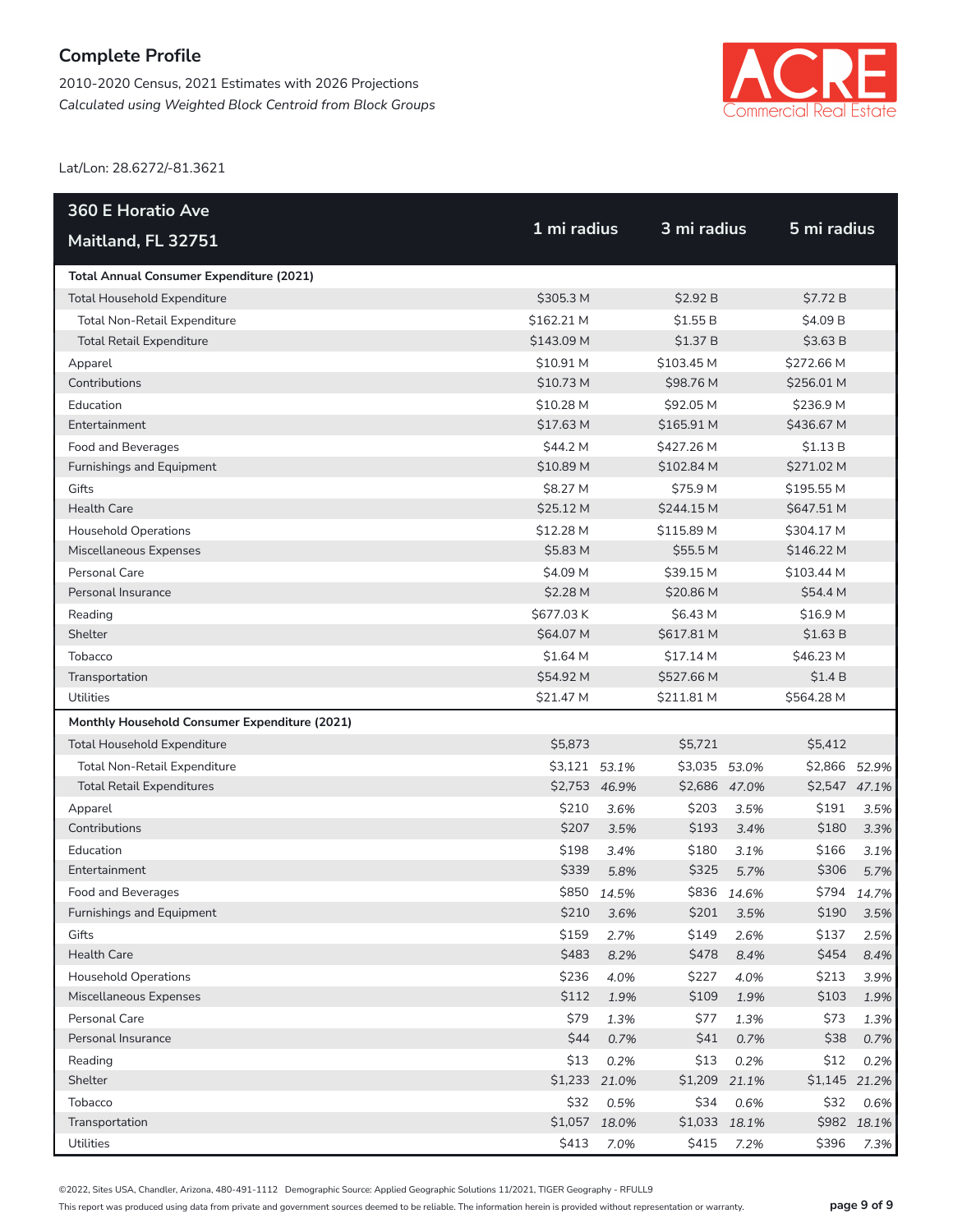# Complete Profile

2010-2020 Census, 2021 Estimates with 2026 Projections

*Calculated using Weighted Block Centroid from Block Groups*

Lat/Lon: 28.6272/-81.3621

| 360 E Horatio Ave Maitland, FL 32751 | 1 mi radius | | 3 mi radius | | 5 mi radius | |
|---|---|---|---|---|---|---|
| **Total Annual Consumer Expenditure (2021)** | | | | | | |
| Total Household Expenditure | $305.3 M | | $2.92 B | | $7.72 B | |
| Total Non-Retail Expenditure | $162.21 M | | $1.55 B | | $4.09 B | |
| Total Retail Expenditure | $143.09 M | | $1.37 B | | $3.63 B | |
| Apparel | $10.91 M | | $103.45 M | | $272.66 M | |
| Contributions | $10.73 M | | $98.76 M | | $256.01 M | |
| Education | $10.28 M | | $92.05 M | | $236.9 M | |
| Entertainment | $17.63 M | | $165.91 M | | $436.67 M | |
| Food and Beverages | $44.2 M | | $427.26 M | | $1.13 B | |
| Furnishings and Equipment | $10.89 M | | $102.84 M | | $271.02 M | |
| Gifts | $8.27 M | | $75.9 M | | $195.55 M | |
| Health Care | $25.12 M | | $244.15 M | | $647.51 M | |
| Household Operations | $12.28 M | | $115.89 M | | $304.17 M | |
| Miscellaneous Expenses | $5.83 M | | $55.5 M | | $146.22 M | |
| Personal Care | $4.09 M | | $39.15 M | | $103.44 M | |
| Personal Insurance | $2.28 M | | $20.86 M | | $54.4 M | |
| Reading | $677.03 K | | $6.43 M | | $16.9 M | |
| Shelter | $64.07 M | | $617.81 M | | $1.63 B | |
| Tobacco | $1.64 M | | $17.14 M | | $46.23 M | |
| Transportation | $54.92 M | | $527.66 M | | $1.4 B | |
| Utilities | $21.47 M | | $211.81 M | | $564.28 M | |
| **Monthly Household Consumer Expenditure (2021)** | | | | | | |
| Total Household Expenditure | $5,873 | | $5,721 | | $5,412 | |
| Total Non-Retail Expenditure | $3,121 | *53.1%* | $3,035 | *53.0%* | $2,866 | *52.9%* |
| Total Retail Expenditures | $2,753 | *46.9%* | $2,686 | *47.0%* | $2,547 | *47.1%* |
| Apparel | $210 | *3.6%* | $203 | *3.5%* | $191 | *3.5%* |
| Contributions | $207 | *3.5%* | $193 | *3.4%* | $180 | *3.3%* |
| Education | $198 | *3.4%* | $180 | *3.1%* | $166 | *3.1%* |
| Entertainment | $339 | *5.8%* | $325 | *5.7%* | $306 | *5.7%* |
| Food and Beverages | $850 | *14.5%* | $836 | *14.6%* | $794 | *14.7%* |
| Furnishings and Equipment | $210 | *3.6%* | $201 | *3.5%* | $190 | *3.5%* |
| Gifts | $159 | *2.7%* | $149 | *2.6%* | $137 | *2.5%* |
| Health Care | $483 | *8.2%* | $478 | *8.4%* | $454 | *8.4%* |
| Household Operations | $236 | *4.0%* | $227 | *4.0%* | $213 | *3.9%* |
| Miscellaneous Expenses | $112 | *1.9%* | $109 | *1.9%* | $103 | *1.9%* |
| Personal Care | $79 | *1.3%* | $77 | *1.3%* | $73 | *1.3%* |
| Personal Insurance | $44 | *0.7%* | $41 | *0.7%* | $38 | *0.7%* |
| Reading | $13 | *0.2%* | $13 | *0.2%* | $12 | *0.2%* |
| Shelter | $1,233 | *21.0%* | $1,209 | *21.1%* | $1,145 | *21.2%* |
| Tobacco | $32 | *0.5%* | $34 | *0.6%* | $32 | *0.6%* |
| Transportation | $1,057 | *18.0%* | $1,033 | *18.1%* | $982 | *18.1%* |
| Utilities | $413 | *7.0%* | $415 | *7.2%* | $396 | *7.3%* |

©2022, Sites USA, Chandler, Arizona, 480-491-1112 Demographic Source: Applied Geographic Solutions 11/2021, TIGER Geography - RFULL9

This report was produced using data from private and government sources deemed to be reliable. The information herein is provided without representation or warranty.